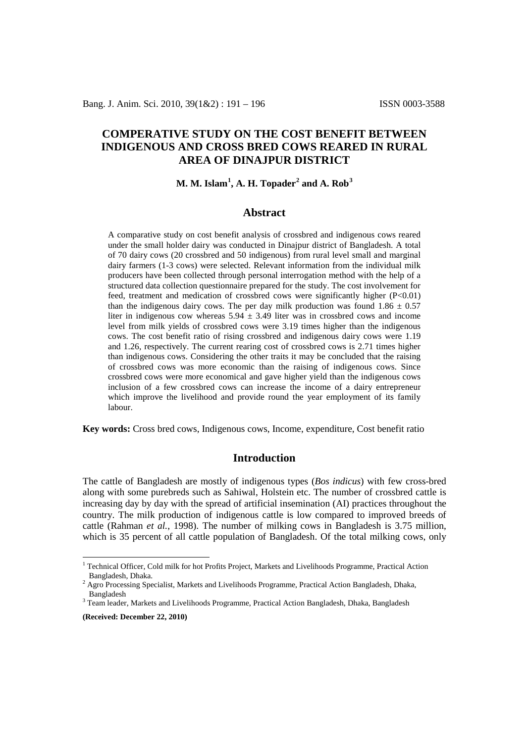# COMPERATIVE STUDY ON THE COST BENEFIT BETWEEN INDIGENOUS AND CROSS BRED COWS REARED IN RURAL AREA OF DINAJPUR DISTRICT

**M. M. Islam[1], A. H. Topader[2] and A. Rob[3]**

## Abstract

A comparative study on cost benefit analysis of crossbred and indigenous cows reared under the small holder dairy was conducted in Dinajpur district of Bangladesh. A total of 70 dairy cows (20 crossbred and 50 indigenous) from rural level small and marginal dairy farmers (1-3 cows) were selected. Relevant information from the individual milk producers have been collected through personal interrogation method with the help of a structured data collection questionnaire prepared for the study. The cost involvement for feed, treatment and medication of crossbred cows were significantly higher ($P<0.01$) than the indigenous dairy cows. The per day milk production was found $1.86 \pm 0.57$ liter in indigenous cow whereas $5.94 \pm 3.49$ liter was in crossbred cows and income level from milk yields of crossbred cows were 3.19 times higher than the indigenous cows. The cost benefit ratio of rising crossbred and indigenous dairy cows were 1.19 and 1.26, respectively. The current rearing cost of crossbred cows is 2.71 times higher than indigenous cows. Considering the other traits it may be concluded that the raising of crossbred cows was more economic than the raising of indigenous cows. Since crossbred cows were more economical and gave higher yield than the indigenous cows inclusion of a few crossbred cows can increase the income of a dairy entrepreneur which improve the livelihood and provide round the year employment of its family labour.

**Key words:** Cross bred cows, Indigenous cows, Income, expenditure, Cost benefit ratio

## Introduction

The cattle of Bangladesh are mostly of indigenous types (*Bos indicus*) with few cross-bred along with some purebreds such as Sahiwal, Holstein etc. The number of crossbred cattle is increasing day by day with the spread of artificial insemination (AI) practices throughout the country. The milk production of indigenous cattle is low compared to improved breeds of cattle (Rahman *et al.*, 1998). The number of milking cows in Bangladesh is 3.75 million, which is 35 percent of all cattle population of Bangladesh. Of the total milking cows, only

---

[1] Technical Officer, Cold milk for hot Profits Project, Markets and Livelihoods Programme, Practical Action Bangladesh, Dhaka.

[2] Agro Processing Specialist, Markets and Livelihoods Programme, Practical Action Bangladesh, Dhaka, Bangladesh

[3] Team leader, Markets and Livelihoods Programme, Practical Action Bangladesh, Dhaka, Bangladesh

**(Received: December 22, 2010)**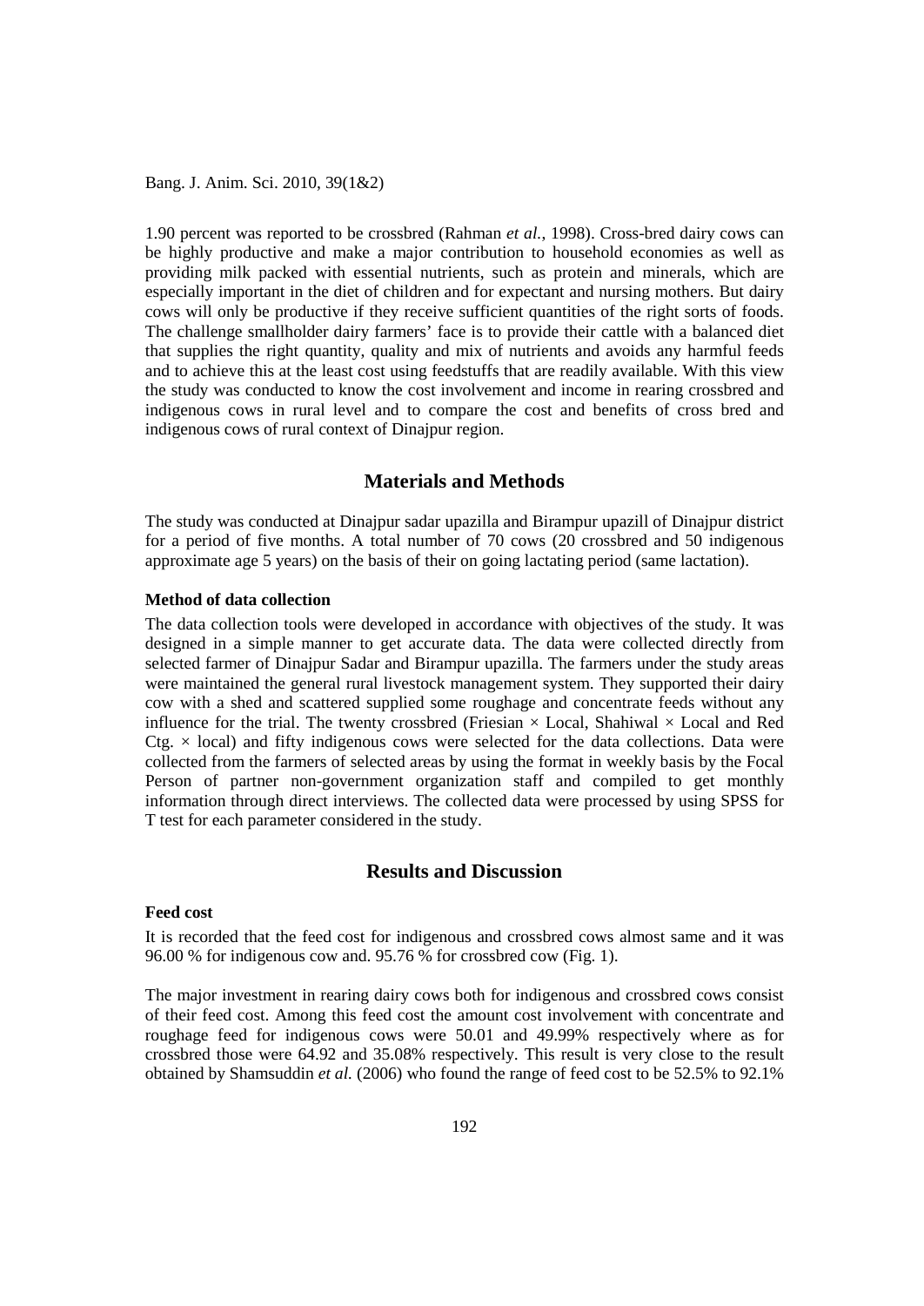1.90 percent was reported to be crossbred (Rahman *et al.*, 1998). Cross-bred dairy cows can be highly productive and make a major contribution to household economies as well as providing milk packed with essential nutrients, such as protein and minerals, which are especially important in the diet of children and for expectant and nursing mothers. But dairy cows will only be productive if they receive sufficient quantities of the right sorts of foods. The challenge smallholder dairy farmers' face is to provide their cattle with a balanced diet that supplies the right quantity, quality and mix of nutrients and avoids any harmful feeds and to achieve this at the least cost using feedstuffs that are readily available. With this view the study was conducted to know the cost involvement and income in rearing crossbred and indigenous cows in rural level and to compare the cost and benefits of cross bred and indigenous cows of rural context of Dinajpur region.

## Materials and Methods

The study was conducted at Dinajpur sadar upazilla and Birampur upazill of Dinajpur district for a period of five months. A total number of 70 cows (20 crossbred and 50 indigenous approximate age 5 years) on the basis of their on going lactating period (same lactation).

### Method of data collection

The data collection tools were developed in accordance with objectives of the study. It was designed in a simple manner to get accurate data. The data were collected directly from selected farmer of Dinajpur Sadar and Birampur upazilla. The farmers under the study areas were maintained the general rural livestock management system. They supported their dairy cow with a shed and scattered supplied some roughage and concentrate feeds without any influence for the trial. The twenty crossbred (Friesian × Local, Shahiwal × Local and Red Ctg. × local) and fifty indigenous cows were selected for the data collections. Data were collected from the farmers of selected areas by using the format in weekly basis by the Focal Person of partner non-government organization staff and compiled to get monthly information through direct interviews. The collected data were processed by using SPSS for T test for each parameter considered in the study.

## Results and Discussion

### Feed cost

It is recorded that the feed cost for indigenous and crossbred cows almost same and it was 96.00 % for indigenous cow and. 95.76 % for crossbred cow (Fig. 1).

The major investment in rearing dairy cows both for indigenous and crossbred cows consist of their feed cost. Among this feed cost the amount cost involvement with concentrate and roughage feed for indigenous cows were 50.01 and 49.99% respectively where as for crossbred those were 64.92 and 35.08% respectively. This result is very close to the result obtained by Shamsuddin *et al.* (2006) who found the range of feed cost to be 52.5% to 92.1%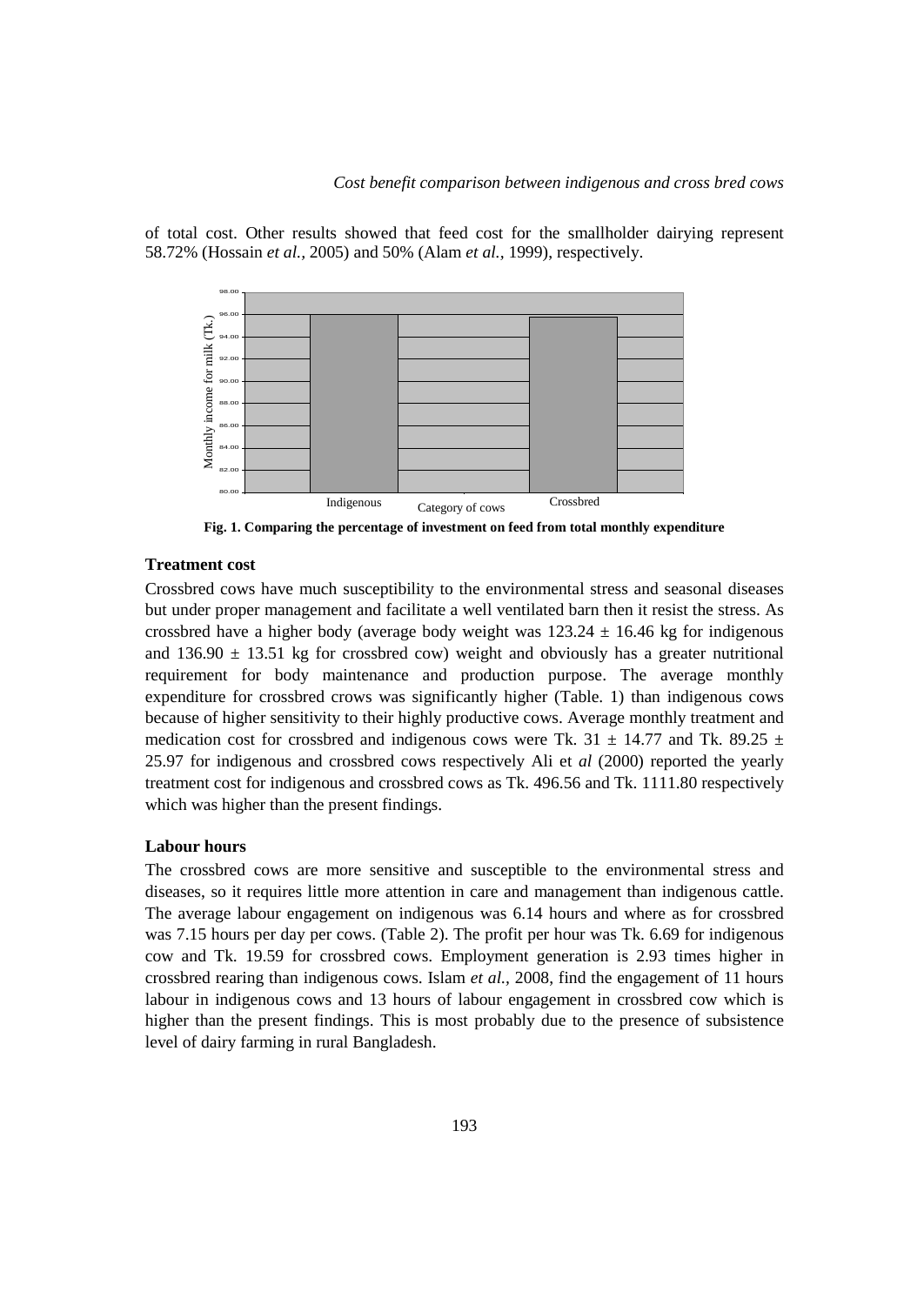of total cost. Other results showed that feed cost for the smallholder dairying represent 58.72% (Hossain *et al.,* 2005) and 50% (Alam *et al.,* 1999), respectively.

**Fig. 1. Comparing the percentage of investment on feed from total monthly expenditure**

### Treatment cost

Crossbred cows have much susceptibility to the environmental stress and seasonal diseases but under proper management and facilitate a well ventilated barn then it resist the stress. As crossbred have a higher body (average body weight was $123.24 \pm 16.46$ kg for indigenous and $136.90 \pm 13.51$ kg for crossbred cow) weight and obviously has a greater nutritional requirement for body maintenance and production purpose. The average monthly expenditure for crossbred crows was significantly higher (Table. 1) than indigenous cows because of higher sensitivity to their highly productive cows. Average monthly treatment and medication cost for crossbred and indigenous cows were Tk. $31 \pm 14.77$ and Tk. $89.25 \pm 25.97$ for indigenous and crossbred cows respectively Ali et *al* (2000) reported the yearly treatment cost for indigenous and crossbred cows as Tk. 496.56 and Tk. 1111.80 respectively which was higher than the present findings.

### Labour hours

The crossbred cows are more sensitive and susceptible to the environmental stress and diseases, so it requires little more attention in care and management than indigenous cattle. The average labour engagement on indigenous was 6.14 hours and where as for crossbred was 7.15 hours per day per cows. (Table 2). The profit per hour was Tk. 6.69 for indigenous cow and Tk. 19.59 for crossbred cows. Employment generation is 2.93 times higher in crossbred rearing than indigenous cows. Islam *et al.,* 2008, find the engagement of 11 hours labour in indigenous cows and 13 hours of labour engagement in crossbred cow which is higher than the present findings. This is most probably due to the presence of subsistence level of dairy farming in rural Bangladesh.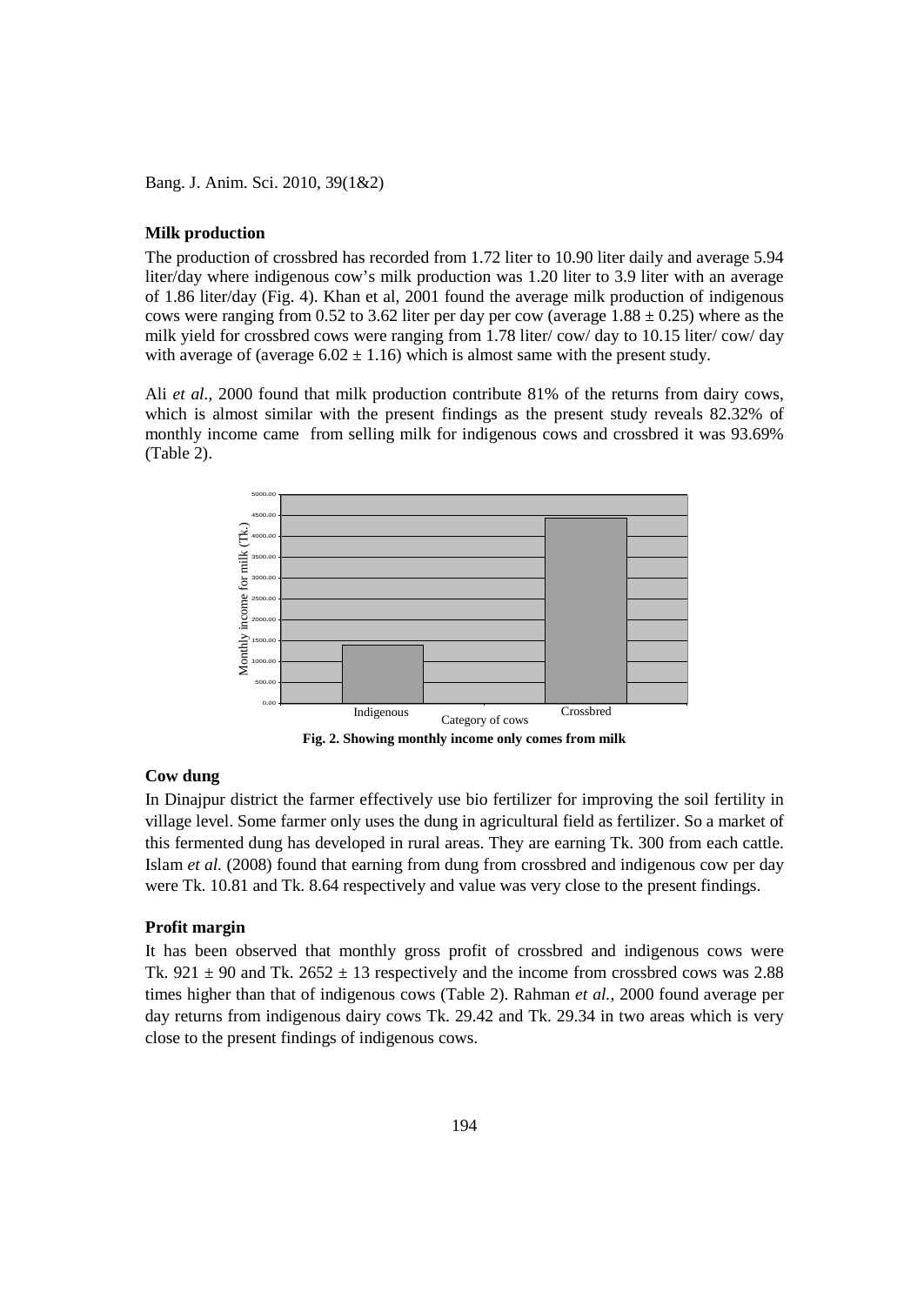## Milk production

The production of crossbred has recorded from 1.72 liter to 10.90 liter daily and average 5.94 liter/day where indigenous cow's milk production was 1.20 liter to 3.9 liter with an average of 1.86 liter/day (Fig. 4). Khan et al, 2001 found the average milk production of indigenous cows were ranging from 0.52 to 3.62 liter per day per cow (average $1.88 \pm 0.25$) where as the milk yield for crossbred cows were ranging from 1.78 liter/ cow/ day to 10.15 liter/ cow/ day with average of (average $6.02 \pm 1.16$) which is almost same with the present study.

Ali *et al.*, 2000 found that milk production contribute 81% of the returns from dairy cows, which is almost similar with the present findings as the present study reveals 82.32% of monthly income came from selling milk for indigenous cows and crossbred it was 93.69% (Table 2).

**Fig. 2. Showing monthly income only comes from milk**

## Cow dung

In Dinajpur district the farmer effectively use bio fertilizer for improving the soil fertility in village level. Some farmer only uses the dung in agricultural field as fertilizer. So a market of this fermented dung has developed in rural areas. They are earning Tk. 300 from each cattle. Islam *et al.* (2008) found that earning from dung from crossbred and indigenous cow per day were Tk. 10.81 and Tk. 8.64 respectively and value was very close to the present findings.

## Profit margin

It has been observed that monthly gross profit of crossbred and indigenous cows were Tk. $921 \pm 90$ and Tk. $2652 \pm 13$ respectively and the income from crossbred cows was 2.88 times higher than that of indigenous cows (Table 2). Rahman *et al.*, 2000 found average per day returns from indigenous dairy cows Tk. 29.42 and Tk. 29.34 in two areas which is very close to the present findings of indigenous cows.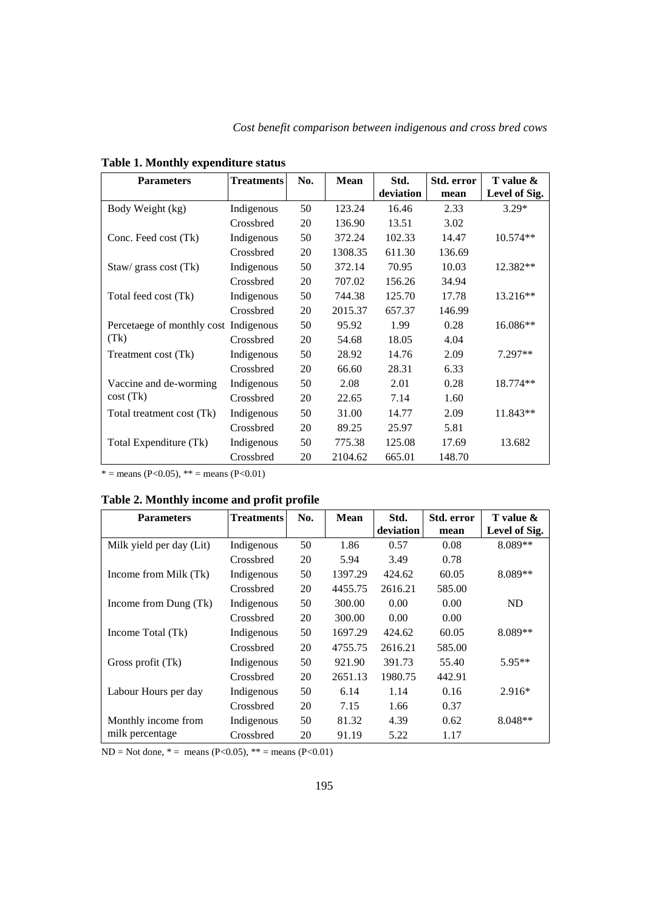**Table 1. Monthly expenditure status**

| Parameters | Treatments | No. | Mean | Std. deviation | Std. error mean | T value & Level of Sig. |
|---|---|---|---|---|---|---|
| Body Weight (kg) | Indigenous | 50 | 123.24 | 16.46 | 2.33 | 3.29* |
| | Crossbred | 20 | 136.90 | 13.51 | 3.02 | |
| Conc. Feed cost (Tk) | Indigenous | 50 | 372.24 | 102.33 | 14.47 | 10.574** |
| | Crossbred | 20 | 1308.35 | 611.30 | 136.69 | |
| Staw/ grass cost (Tk) | Indigenous | 50 | 372.14 | 70.95 | 10.03 | 12.382** |
| | Crossbred | 20 | 707.02 | 156.26 | 34.94 | |
| Total feed cost (Tk) | Indigenous | 50 | 744.38 | 125.70 | 17.78 | 13.216** |
| | Crossbred | 20 | 2015.37 | 657.37 | 146.99 | |
| Percetaege of monthly cost (Tk) | Indigenous | 50 | 95.92 | 1.99 | 0.28 | 16.086** |
| | Crossbred | 20 | 54.68 | 18.05 | 4.04 | |
| Treatment cost (Tk) | Indigenous | 50 | 28.92 | 14.76 | 2.09 | 7.297** |
| | Crossbred | 20 | 66.60 | 28.31 | 6.33 | |
| Vaccine and de-worming cost (Tk) | Indigenous | 50 | 2.08 | 2.01 | 0.28 | 18.774** |
| | Crossbred | 20 | 22.65 | 7.14 | 1.60 | |
| Total treatment cost (Tk) | Indigenous | 50 | 31.00 | 14.77 | 2.09 | 11.843** |
| | Crossbred | 20 | 89.25 | 25.97 | 5.81 | |
| Total Expenditure (Tk) | Indigenous | 50 | 775.38 | 125.08 | 17.69 | 13.682 |
| | Crossbred | 20 | 2104.62 | 665.01 | 148.70 | |

* = means ($P<0.05$), ** = means ($P<0.01$)

**Table 2. Monthly income and profit profile**

| Parameters | Treatments | No. | Mean | Std. deviation | Std. error mean | T value & Level of Sig. |
|---|---|---|---|---|---|---|
| Milk yield per day (Lit) | Indigenous | 50 | 1.86 | 0.57 | 0.08 | 8.089** |
| | Crossbred | 20 | 5.94 | 3.49 | 0.78 | |
| Income from Milk (Tk) | Indigenous | 50 | 1397.29 | 424.62 | 60.05 | 8.089** |
| | Crossbred | 20 | 4455.75 | 2616.21 | 585.00 | |
| Income from Dung (Tk) | Indigenous | 50 | 300.00 | 0.00 | 0.00 | ND |
| | Crossbred | 20 | 300.00 | 0.00 | 0.00 | |
| Income Total (Tk) | Indigenous | 50 | 1697.29 | 424.62 | 60.05 | 8.089** |
| | Crossbred | 20 | 4755.75 | 2616.21 | 585.00 | |
| Gross profit (Tk) | Indigenous | 50 | 921.90 | 391.73 | 55.40 | 5.95** |
| | Crossbred | 20 | 2651.13 | 1980.75 | 442.91 | |
| Labour Hours per day | Indigenous | 50 | 6.14 | 1.14 | 0.16 | 2.916* |
| | Crossbred | 20 | 7.15 | 1.66 | 0.37 | |
| Monthly income from milk percentage | Indigenous | 50 | 81.32 | 4.39 | 0.62 | 8.048** |
| | Crossbred | 20 | 91.19 | 5.22 | 1.17 | |

ND = Not done, * = means ($P<0.05$), ** = means ($P<0.01$)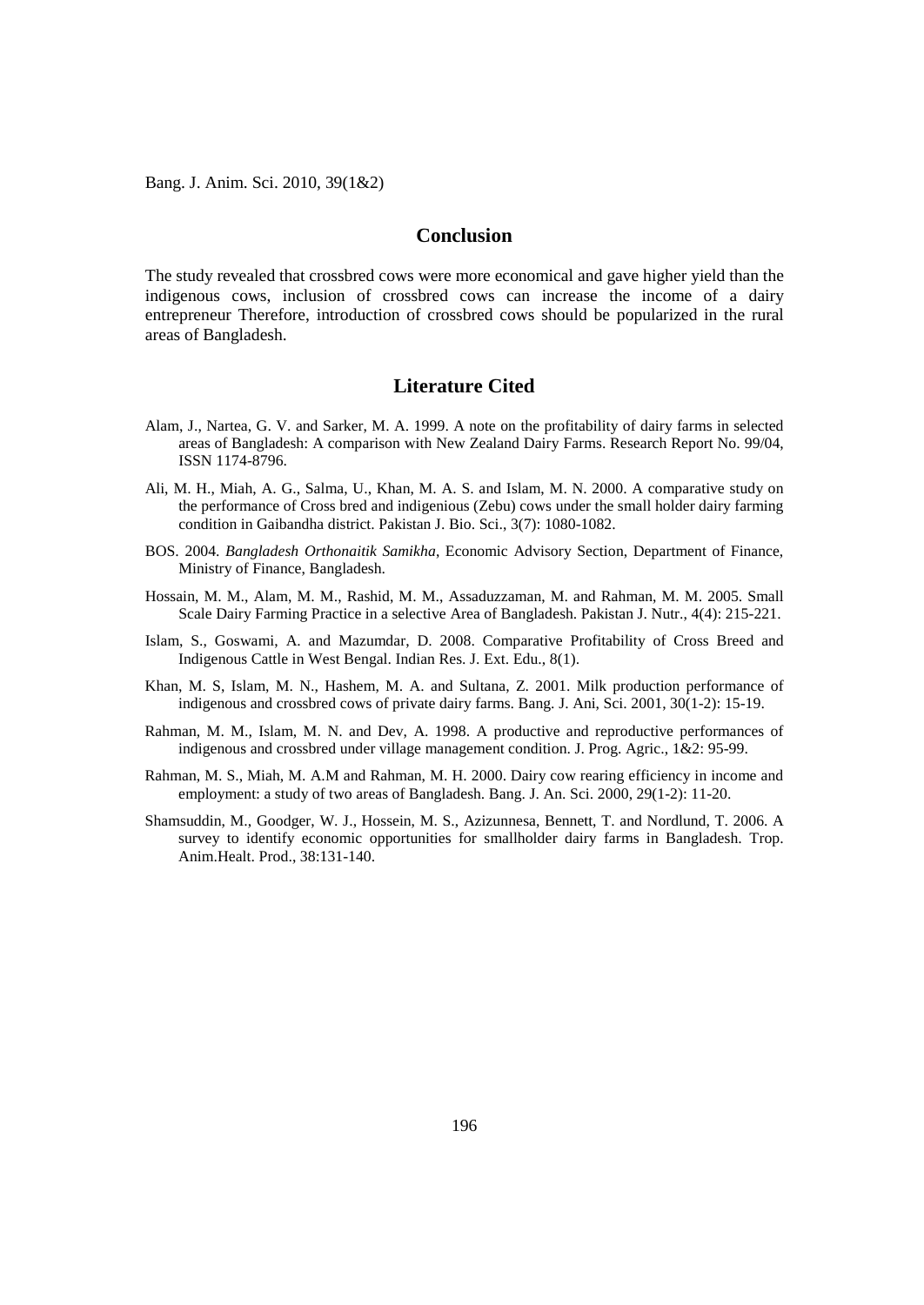## Conclusion

The study revealed that crossbred cows were more economical and gave higher yield than the indigenous cows, inclusion of crossbred cows can increase the income of a dairy entrepreneur Therefore, introduction of crossbred cows should be popularized in the rural areas of Bangladesh.

## Literature Cited

Alam, J., Nartea, G. V. and Sarker, M. A. 1999. A note on the profitability of dairy farms in selected areas of Bangladesh: A comparison with New Zealand Dairy Farms. Research Report No. 99/04, ISSN 1174-8796.

Ali, M. H., Miah, A. G., Salma, U., Khan, M. A. S. and Islam, M. N. 2000. A comparative study on the performance of Cross bred and indigenious (Zebu) cows under the small holder dairy farming condition in Gaibandha district. Pakistan J. Bio. Sci., 3(7): 1080-1082.

BOS. 2004. *Bangladesh Orthonaitik Samikha*, Economic Advisory Section, Department of Finance, Ministry of Finance, Bangladesh.

Hossain, M. M., Alam, M. M., Rashid, M. M., Assaduzzaman, M. and Rahman, M. M. 2005. Small Scale Dairy Farming Practice in a selective Area of Bangladesh. Pakistan J. Nutr., 4(4): 215-221.

Islam, S., Goswami, A. and Mazumdar, D. 2008. Comparative Profitability of Cross Breed and Indigenous Cattle in West Bengal. Indian Res. J. Ext. Edu., 8(1).

Khan, M. S, Islam, M. N., Hashem, M. A. and Sultana, Z. 2001. Milk production performance of indigenous and crossbred cows of private dairy farms. Bang. J. Ani, Sci. 2001, 30(1-2): 15-19.

Rahman, M. M., Islam, M. N. and Dev, A. 1998. A productive and reproductive performances of indigenous and crossbred under village management condition. J. Prog. Agric., 1&2: 95-99.

Rahman, M. S., Miah, M. A.M and Rahman, M. H. 2000. Dairy cow rearing efficiency in income and employment: a study of two areas of Bangladesh. Bang. J. An. Sci. 2000, 29(1-2): 11-20.

Shamsuddin, M., Goodger, W. J., Hossein, M. S., Azizunnesa, Bennett, T. and Nordlund, T. 2006. A survey to identify economic opportunities for smallholder dairy farms in Bangladesh. Trop. Anim.Healt. Prod., 38:131-140.